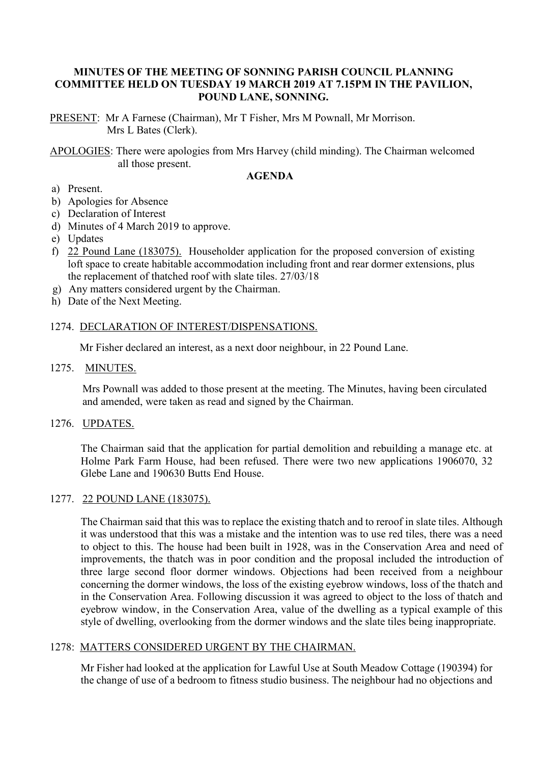# MINUTES OF THE MEETING OF SONNING PARISH COUNCIL PLANNING COMMITTEE HELD ON TUESDAY 19 MARCH 2019 AT 7.15PM IN THE PAVILION, POUND LANE, SONNING.

PRESENT: Mr A Farnese (Chairman), Mr T Fisher, Mrs M Pownall, Mr Morrison. Mrs L Bates (Clerk).

APOLOGIES: There were apologies from Mrs Harvey (child minding). The Chairman welcomed all those present.

## AGENDA

a) Present.
b) Apologies for Absence
c) Declaration of Interest
d) Minutes of 4 March 2019 to approve.
e) Updates
f) 22 Pound Lane (183075). Householder application for the proposed conversion of existing loft space to create habitable accommodation including front and rear dormer extensions, plus the replacement of thatched roof with slate tiles. 27/03/18
g) Any matters considered urgent by the Chairman.
h) Date of the Next Meeting.

1274. DECLARATION OF INTEREST/DISPENSATIONS.

Mr Fisher declared an interest, as a next door neighbour, in 22 Pound Lane.

1275. MINUTES.

Mrs Pownall was added to those present at the meeting. The Minutes, having been circulated and amended, were taken as read and signed by the Chairman.

1276. UPDATES.

The Chairman said that the application for partial demolition and rebuilding a manage etc. at Holme Park Farm House, had been refused. There were two new applications 1906070, 32 Glebe Lane and 190630 Butts End House.

1277. 22 POUND LANE (183075).

The Chairman said that this was to replace the existing thatch and to reroof in slate tiles. Although it was understood that this was a mistake and the intention was to use red tiles, there was a need to object to this. The house had been built in 1928, was in the Conservation Area and need of improvements, the thatch was in poor condition and the proposal included the introduction of three large second floor dormer windows. Objections had been received from a neighbour concerning the dormer windows, the loss of the existing eyebrow windows, loss of the thatch and in the Conservation Area. Following discussion it was agreed to object to the loss of thatch and eyebrow window, in the Conservation Area, value of the dwelling as a typical example of this style of dwelling, overlooking from the dormer windows and the slate tiles being inappropriate.

1278: MATTERS CONSIDERED URGENT BY THE CHAIRMAN.

Mr Fisher had looked at the application for Lawful Use at South Meadow Cottage (190394) for the change of use of a bedroom to fitness studio business. The neighbour had no objections and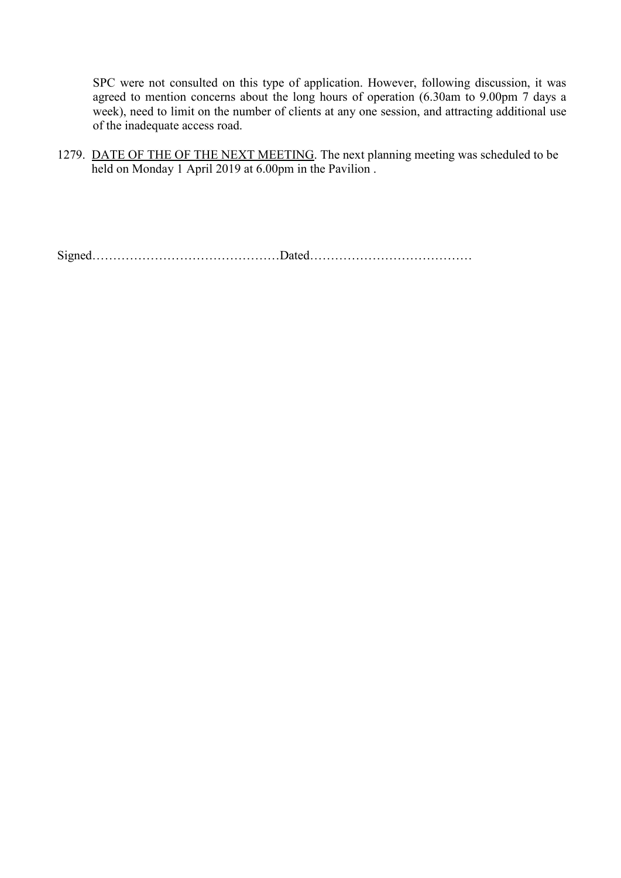SPC were not consulted on this type of application. However, following discussion, it was agreed to mention concerns about the long hours of operation (6.30am to 9.00pm 7 days a week), need to limit on the number of clients at any one session, and attracting additional use of the inadequate access road.

1279. <u>DATE OF THE OF THE NEXT MEETING</u>. The next planning meeting was scheduled to be held on Monday 1 April 2019 at 6.00pm in the Pavilion .

Signed………………………………………Dated…………………………………